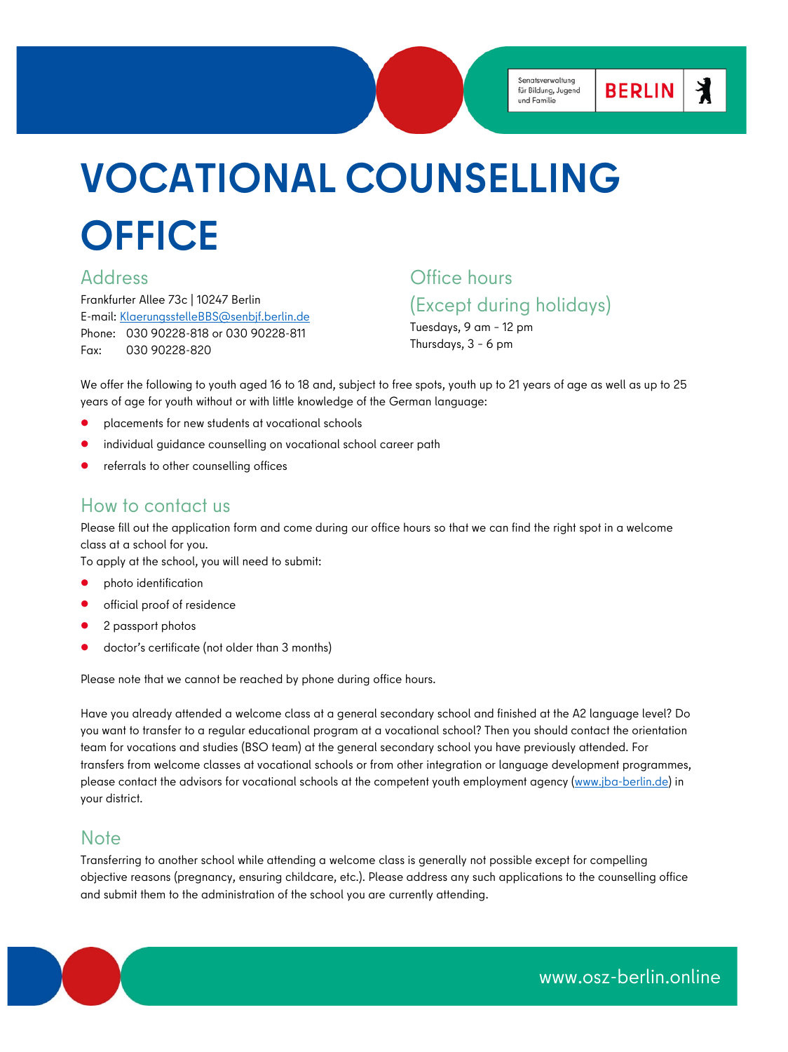Senatsverwaltung für Bildung, Jugend und Familie | BERLIN

# VOCATIONAL COUNSELLING OFFICE

## Address

Frankfurter Allee 73c | 10247 Berlin
E-mail: KlaerungsstelleBBS@senbjf.berlin.de
Phone: 030 90228-818 or 030 90228-811
Fax: 030 90228-820

## Office hours (Except during holidays)

Tuesdays, 9 am - 12 pm
Thursdays, 3 - 6 pm

We offer the following to youth aged 16 to 18 and, subject to free spots, youth up to 21 years of age as well as up to 25 years of age for youth without or with little knowledge of the German language:

- placements for new students at vocational schools
- individual guidance counselling on vocational school career path
- referrals to other counselling offices

## How to contact us

Please fill out the application form and come during our office hours so that we can find the right spot in a welcome class at a school for you.
To apply at the school, you will need to submit:

- photo identification
- official proof of residence
- 2 passport photos
- doctor's certificate (not older than 3 months)

Please note that we cannot be reached by phone during office hours.

Have you already attended a welcome class at a general secondary school and finished at the A2 language level? Do you want to transfer to a regular educational program at a vocational school? Then you should contact the orientation team for vocations and studies (BSO team) at the general secondary school you have previously attended. For transfers from welcome classes at vocational schools or from other integration or language development programmes, please contact the advisors for vocational schools at the competent youth employment agency (www.jba-berlin.de) in your district.

## Note

Transferring to another school while attending a welcome class is generally not possible except for compelling objective reasons (pregnancy, ensuring childcare, etc.). Please address any such applications to the counselling office and submit them to the administration of the school you are currently attending.

www.osz-berlin.online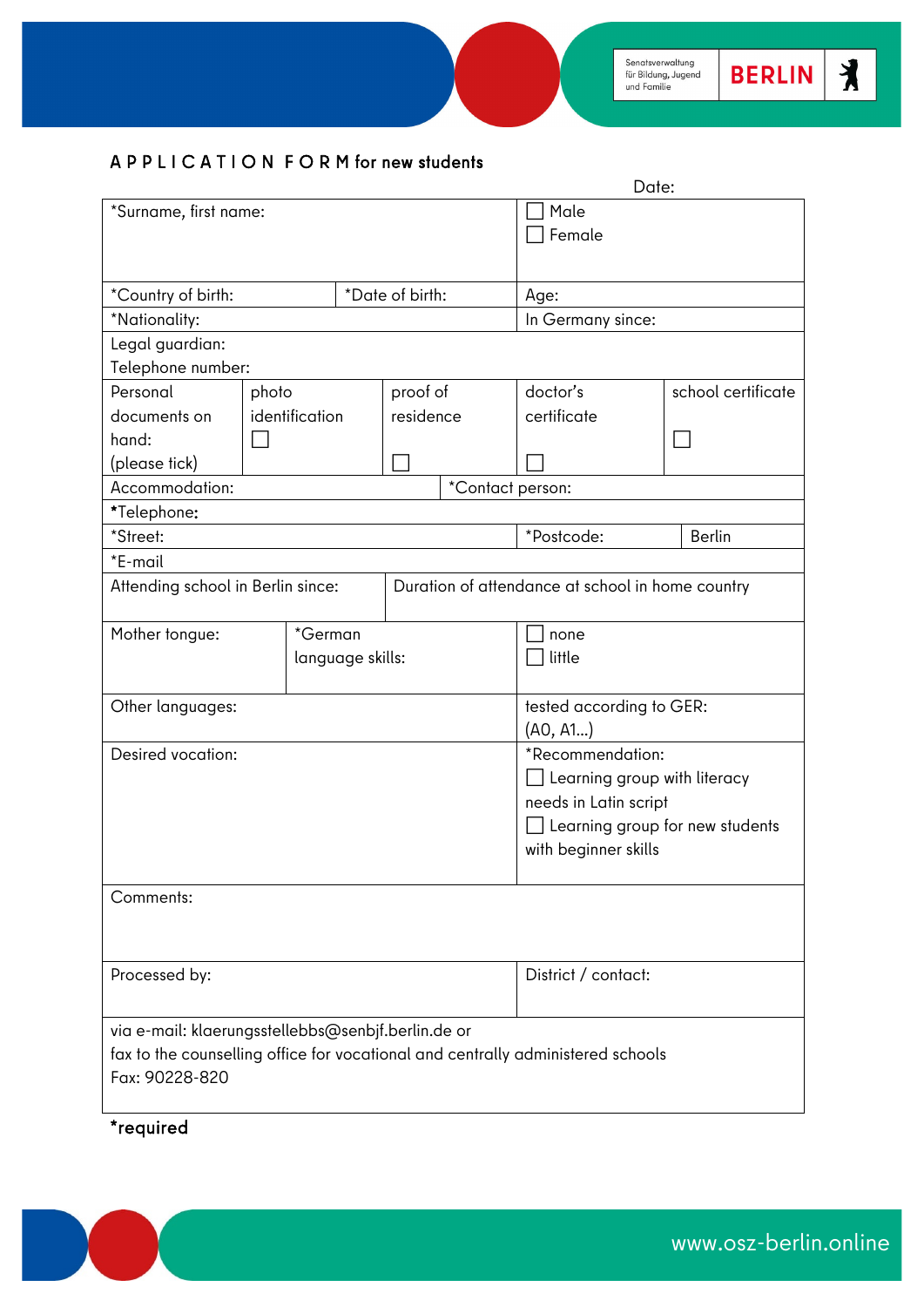Senatsverwaltung für Bildung, Jugend und Familie BERLIN

# APPLICATION FORM for new students

Date:

| | | | | |
|---|---|---|---|---|
| *Surname, first name: | | | ☐ Male ☐ Female | |
| *Country of birth: | | *Date of birth: | Age: | |
| *Nationality: | | | In Germany since: | |
| Legal guardian: Telephone number: | | | | |
| Personal documents on hand: (please tick) | photo identification ☐ | proof of residence ☐ | doctor's certificate ☐ | school certificate ☐ |
| Accommodation: | | *Contact person: | | |
| *Telephone: | | | | |
| *Street: | | | *Postcode: | Berlin |
| *E-mail | | | | |
| Attending school in Berlin since: | | Duration of attendance at school in home country | | |
| Mother tongue: | *German language skills: | | ☐ none ☐ little | |
| Other languages: | | | tested according to GER: (A0, A1...) | |
| Desired vocation: | | | *Recommendation: ☐ Learning group with literacy needs in Latin script ☐ Learning group for new students with beginner skills | |
| Comments: | | | | |
| Processed by: | | | District / contact: | |
| via e-mail: klaerungsstellebbs@senbjf.berlin.de or fax to the counselling office for vocational and centrally administered schools Fax: 90228-820 | | | | |

*required

www.osz-berlin.online